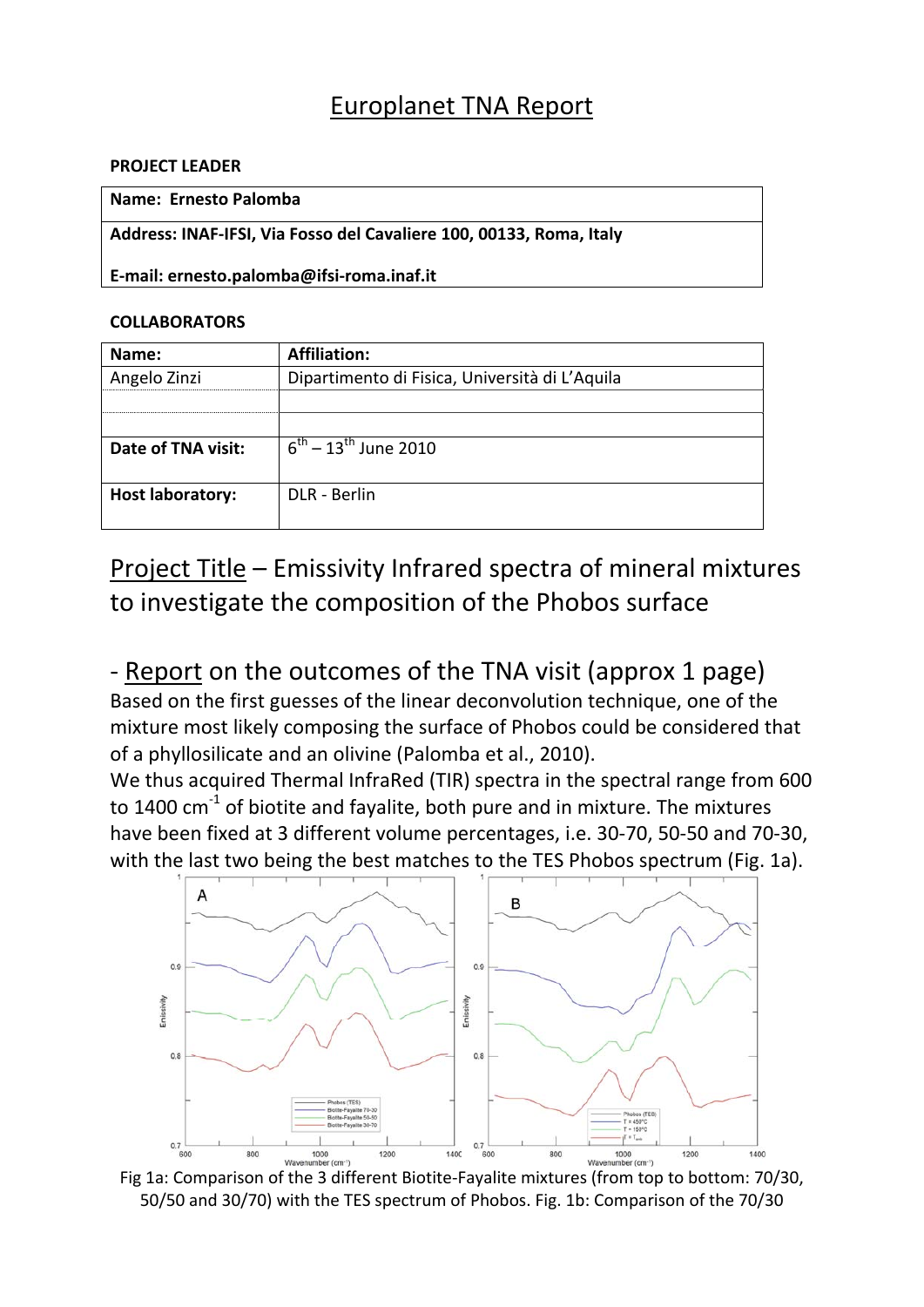# Europlanet TNA Report

**PROJECT LEADER**

| **Name: Ernesto Palomba** |
|---|
| **Address: INAF-IFSI, Via Fosso del Cavaliere 100, 00133, Roma, Italy** <br> **E-mail: ernesto.palomba@ifsi-roma.inaf.it** |

**COLLABORATORS**

| **Name:** | **Affiliation:** |
|---|---|
| Angelo Zinzi | Dipartimento di Fisica, Università di L'Aquila |
| | |
| | |
| **Date of TNA visit:** | $6^{th}$ – $13^{th}$ June 2010 |
| **Host laboratory:** | DLR - Berlin |

## Project Title – Emissivity Infrared spectra of mineral mixtures to investigate the composition of the Phobos surface

## - Report on the outcomes of the TNA visit (approx 1 page)

Based on the first guesses of the linear deconvolution technique, one of the mixture most likely composing the surface of Phobos could be considered that of a phyllosilicate and an olivine (Palomba et al., 2010).

We thus acquired Thermal InfraRed (TIR) spectra in the spectral range from 600 to 1400 $cm^{-1}$ of biotite and fayalite, both pure and in mixture. The mixtures have been fixed at 3 different volume percentages, i.e. 30-70, 50-50 and 70-30, with the last two being the best matches to the TES Phobos spectrum (Fig. 1a).

Fig 1a: Comparison of the 3 different Biotite-Fayalite mixtures (from top to bottom: 70/30, 50/50 and 30/70) with the TES spectrum of Phobos. Fig. 1b: Comparison of the 70/30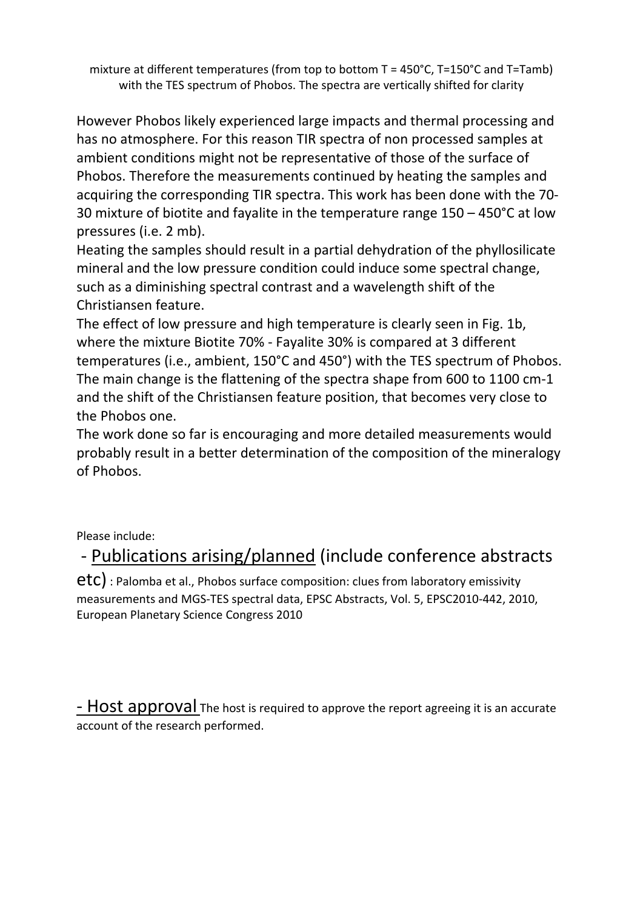mixture at different temperatures (from top to bottom T = 450°C, T=150°C and T=Tamb) with the TES spectrum of Phobos. The spectra are vertically shifted for clarity

However Phobos likely experienced large impacts and thermal processing and has no atmosphere. For this reason TIR spectra of non processed samples at ambient conditions might not be representative of those of the surface of Phobos. Therefore the measurements continued by heating the samples and acquiring the corresponding TIR spectra. This work has been done with the 70-30 mixture of biotite and fayalite in the temperature range 150 – 450°C at low pressures (i.e. 2 mb).

Heating the samples should result in a partial dehydration of the phyllosilicate mineral and the low pressure condition could induce some spectral change, such as a diminishing spectral contrast and a wavelength shift of the Christiansen feature.

The effect of low pressure and high temperature is clearly seen in Fig. 1b, where the mixture Biotite 70% - Fayalite 30% is compared at 3 different temperatures (i.e., ambient, 150°C and 450°) with the TES spectrum of Phobos. The main change is the flattening of the spectra shape from 600 to 1100 cm-1 and the shift of the Christiansen feature position, that becomes very close to the Phobos one.

The work done so far is encouraging and more detailed measurements would probably result in a better determination of the composition of the mineralogy of Phobos.

Please include:

- Publications arising/planned (include conference abstracts etc) : Palomba et al., Phobos surface composition: clues from laboratory emissivity measurements and MGS-TES spectral data, EPSC Abstracts, Vol. 5, EPSC2010-442, 2010, European Planetary Science Congress 2010

- Host approval The host is required to approve the report agreeing it is an accurate account of the research performed.